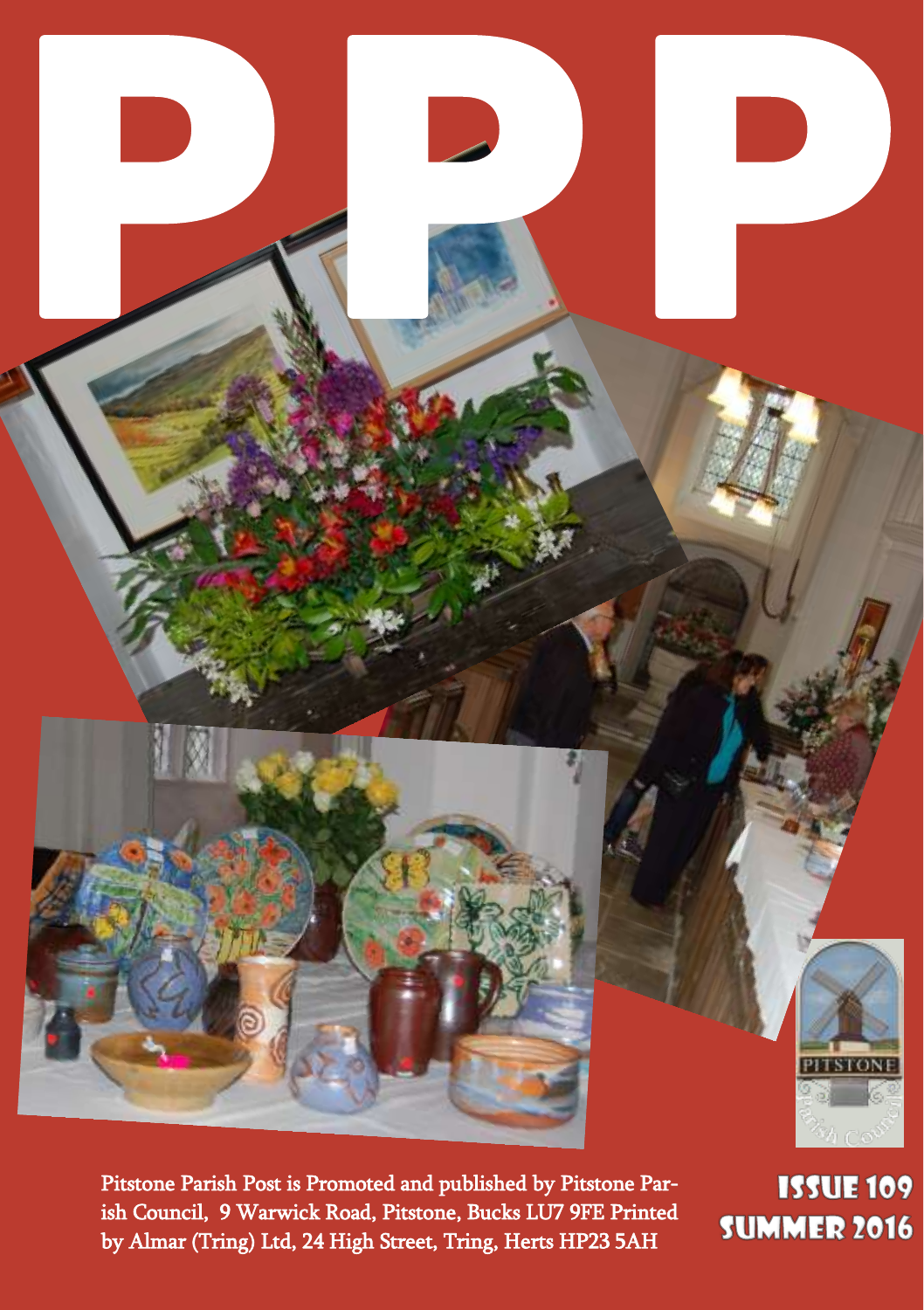# PPP

Pitstone Parish Post is Promoted and published by Pitstone Parish Council, 9 Warwick Road, Pitstone, Bucks LU7 9FE Printed by Almar (Tring) Ltd, 24 High Street, Tring, Herts HP23 5AH

**ISSUE 109**
**SUMMER 2016**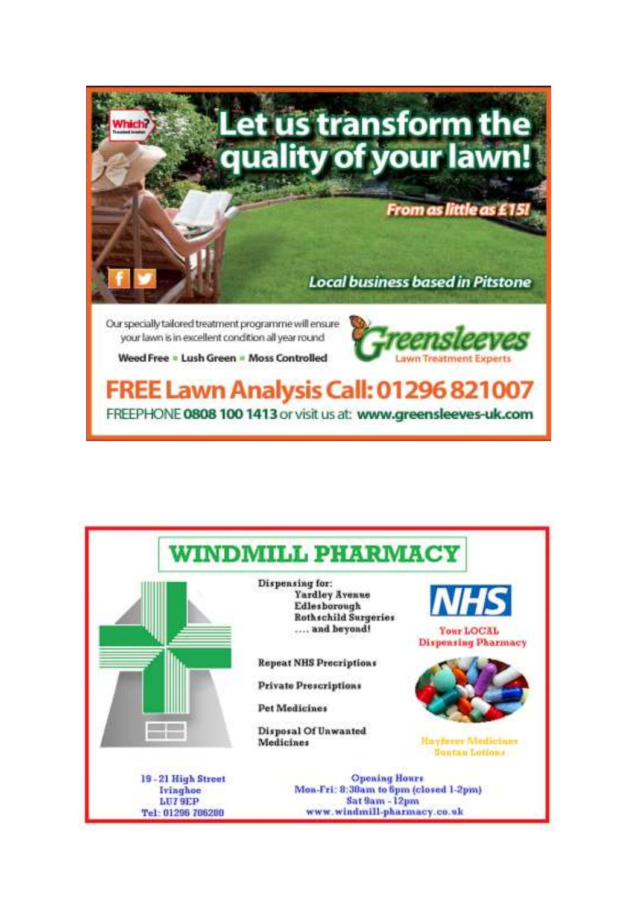# Let us transform the quality of your lawn!

*From as little as £15!*

*Local business based in Pitstone*

Our specially tailored treatment programme will ensure your lawn is in excellent condition all year round

Weed Free • Lush Green • Moss Controlled

**Greensleeves** Lawn Treatment Experts

## FREE Lawn Analysis Call: 01296 821007

FREEPHONE **0808 100 1413** or visit us at: **www.greensleeves-uk.com**

---

# WINDMILL PHARMACY

Dispensing for:
- Yardley Avenue
- Edlesborough
- Rothschild Surgeries
- .... and beyond!

NHS

Your LOCAL Dispensing Pharmacy

Repeat NHS Precriptions

Private Prescriptions

Pet Medicines

Disposal Of Unwanted Medicines

Hayfever Medicines
Suntan Lotions

19 - 21 High Street
Ivinghoe
LU7 9EP
Tel: 01296 706280

Opening Hours
Mon-Fri: 8:30am to 6pm (closed 1-2pm)
Sat 9am - 12pm
www.windmill-pharmacy.co.uk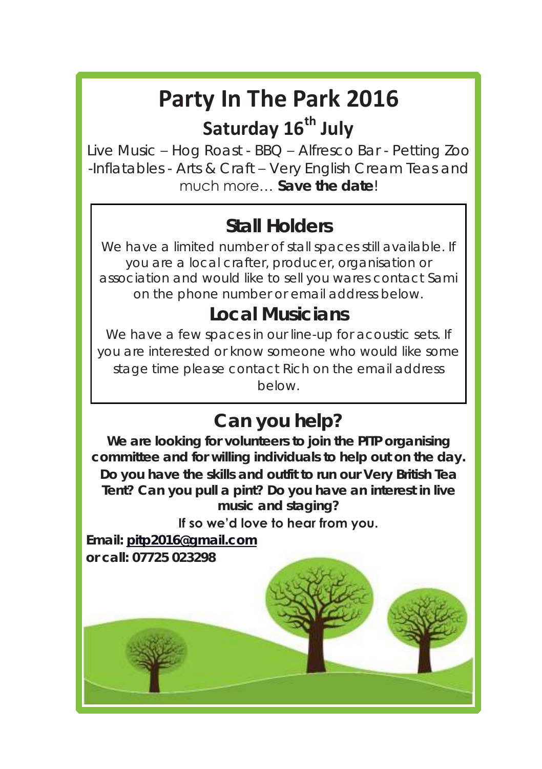# Party In The Park 2016

## Saturday 16th July

Live Music – Hog Roast - BBQ – Alfresco Bar - Petting Zoo -Inflatables - Arts & Craft – Very English Cream Teas and much more… **Save the date**!

## Stall Holders

We have a limited number of stall spaces still available. If you are a local crafter, producer, organisation or association and would like to sell you wares contact Sami on the phone number or email address below.

## Local Musicians

We have a few spaces in our line-up for acoustic sets. If you are interested or know someone who would like some stage time please contact Rich on the email address below.

## Can you help?

**We are looking for volunteers to join the PITP organising committee and for willing individuals to help out on the day. Do you have the skills and outfit to run our Very British Tea Tent? Can you pull a pint? Do you have an interest in live music and staging?**

**If so we'd love to hear from you.**

**Email: pitp2016@gmail.com**
**or call: 07725 023298**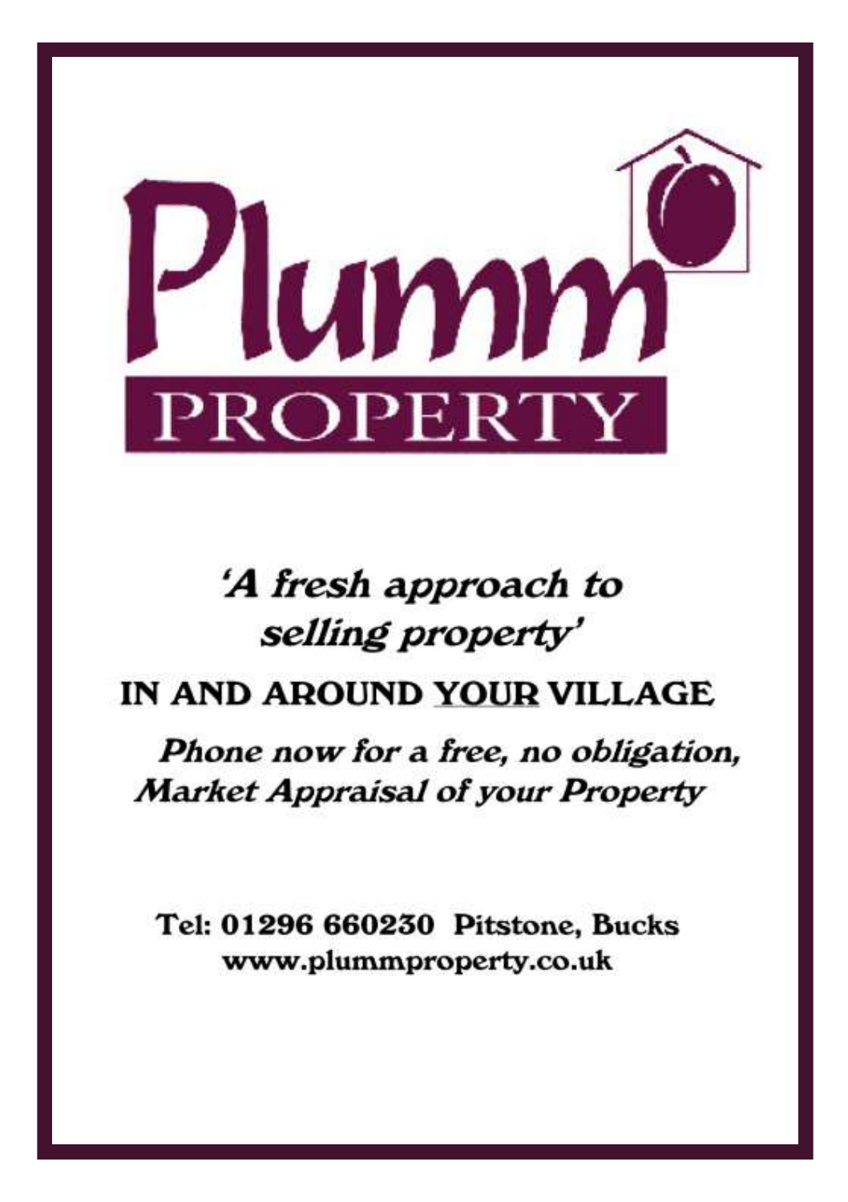# Plumm

## PROPERTY

*'A fresh approach to selling property'*

**IN AND AROUND YOUR VILLAGE**

***Phone now for a free, no obligation, Market Appraisal of your Property***

**Tel: 01296 660230 Pitstone, Bucks**
**www.plummproperty.co.uk**